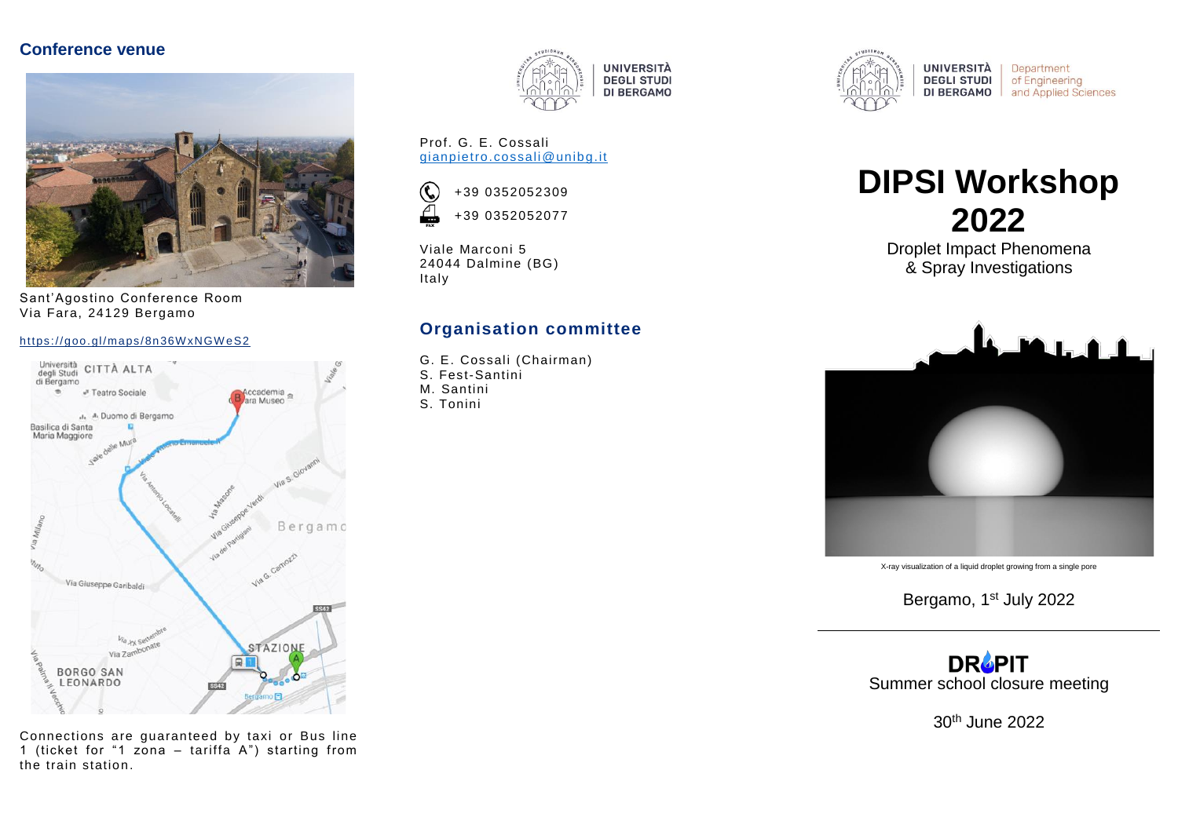## Conference venue

Sant'Agostino Conference Room
Via Fara, 24129 Bergamo

https://goo.gl/maps/8n36WxNGWeS2

Connections are guaranteed by taxi or Bus line 1 (ticket for "1 zona – tariffa A") starting from the train station.

UNIVERSITÀ DEGLI STUDI DI BERGAMO

Prof. G. E. Cossali
gianpietro.cossali@unibg.it

+39 0352052309

+39 0352052077

Viale Marconi 5
24044 Dalmine (BG)
Italy

## Organisation committee

G. E. Cossali (Chairman)
S. Fest-Santini
M. Santini
S. Tonini

UNIVERSITÀ DEGLI STUDI DI BERGAMO | Department of Engineering and Applied Sciences

# DIPSI Workshop 2022

Droplet Impact Phenomena & Spray Investigations

X-ray visualization of a liquid droplet growing from a single pore

Bergamo, 1st July 2022

---

DROPIT
Summer school closure meeting

30th June 2022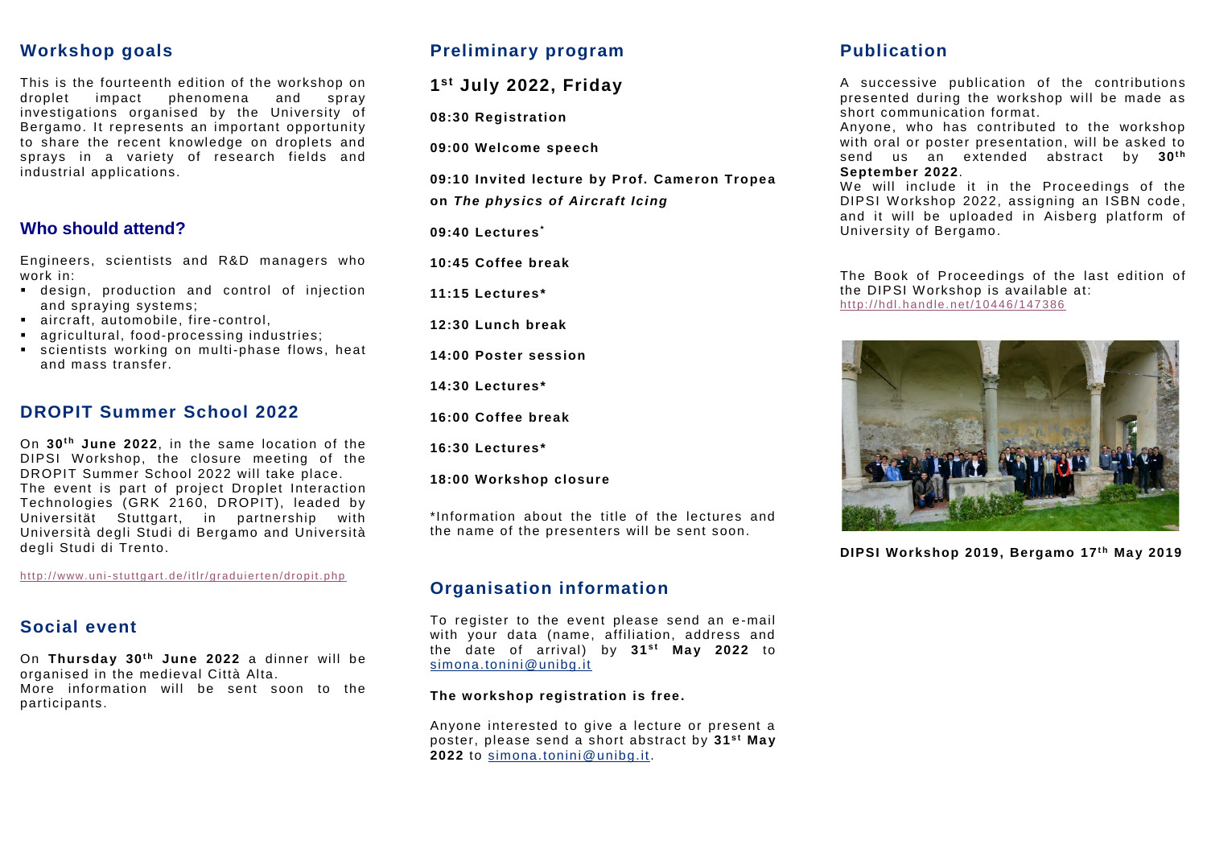## Workshop goals

This is the fourteenth edition of the workshop on droplet impact phenomena and spray investigations organised by the University of Bergamo. It represents an important opportunity to share the recent knowledge on droplets and sprays in a variety of research fields and industrial applications.

## Who should attend?

Engineers, scientists and R&D managers who work in:

- design, production and control of injection and spraying systems;
- aircraft, automobile, fire-control,
- agricultural, food-processing industries;
- scientists working on multi-phase flows, heat and mass transfer.

## DROPIT Summer School 2022

On **30th June 2022**, in the same location of the DIPSI Workshop, the closure meeting of the DROPIT Summer School 2022 will take place.
The event is part of project Droplet Interaction Technologies (GRK 2160, DROPIT), leaded by Universität Stuttgart, in partnership with Università degli Studi di Bergamo and Università degli Studi di Trento.

http://www.uni-stuttgart.de/itlr/graduierten/dropit.php

## Social event

On **Thursday 30th June 2022** a dinner will be organised in the medieval Città Alta.
More information will be sent soon to the participants.

## Preliminary program

### 1st July 2022, Friday

**08:30 Registration**

**09:00 Welcome speech**

**09:10 Invited lecture by Prof. Cameron Tropea on *The physics of Aircraft Icing***

**09:40 Lectures***

**10:45 Coffee break**

**11:15 Lectures***

**12:30 Lunch break**

**14:00 Poster session**

**14:30 Lectures***

**16:00 Coffee break**

**16:30 Lectures***

**18:00 Workshop closure**

*Information about the title of the lectures and the name of the presenters will be sent soon.

## Organisation information

To register to the event please send an e-mail with your data (name, affiliation, address and the date of arrival) by **31st May 2022** to simona.tonini@unibg.it

**The workshop registration is free.**

Anyone interested to give a lecture or present a poster, please send a short abstract by **31st May 2022** to simona.tonini@unibg.it.

## Publication

A successive publication of the contributions presented during the workshop will be made as short communication format.
Anyone, who has contributed to the workshop with oral or poster presentation, will be asked to send us an extended abstract by **30th September 2022**.
We will include it in the Proceedings of the DIPSI Workshop 2022, assigning an ISBN code, and it will be uploaded in Aisberg platform of University of Bergamo.

The Book of Proceedings of the last edition of the DIPSI Workshop is available at:
http://hdl.handle.net/10446/147386

**DIPSI Workshop 2019, Bergamo 17th May 2019**